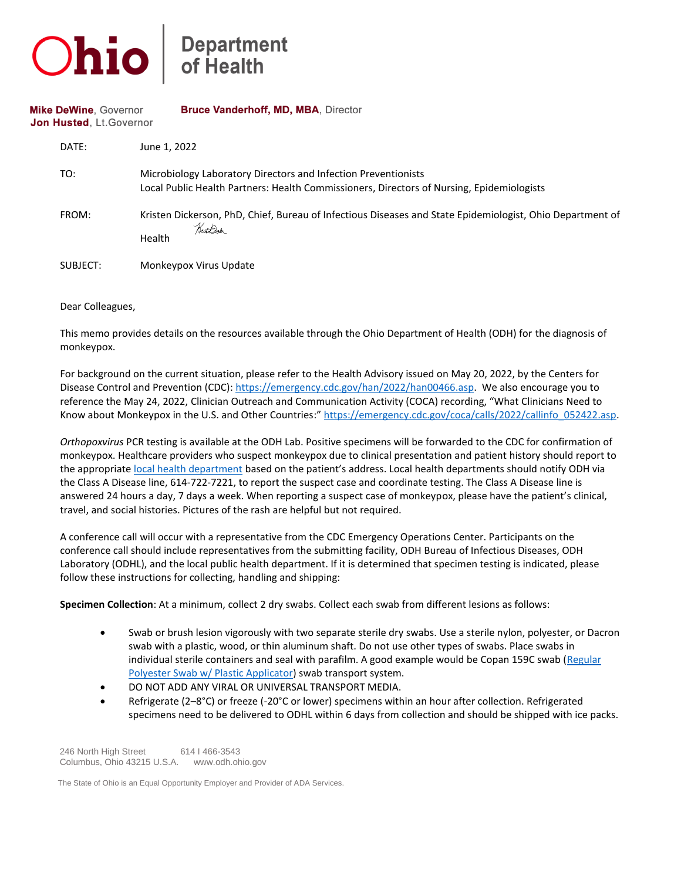# Ohio Department of Health

**Mike DeWine**, Governor
**Jon Husted**, Lt.Governor

**Bruce Vanderhoff, MD, MBA**, Director

| | |
|---|---|
| DATE: | June 1, 2022 |
| TO: | Microbiology Laboratory Directors and Infection Preventionists<br>Local Public Health Partners: Health Commissioners, Directors of Nursing, Epidemiologists |
| FROM: | Kristen Dickerson, PhD, Chief, Bureau of Infectious Diseases and State Epidemiologist, Ohio Department of Health |
| SUBJECT: | Monkeypox Virus Update |

Dear Colleagues,

This memo provides details on the resources available through the Ohio Department of Health (ODH) for the diagnosis of monkeypox.

For background on the current situation, please refer to the Health Advisory issued on May 20, 2022, by the Centers for Disease Control and Prevention (CDC): https://emergency.cdc.gov/han/2022/han00466.asp. We also encourage you to reference the May 24, 2022, Clinician Outreach and Communication Activity (COCA) recording, "What Clinicians Need to Know about Monkeypox in the U.S. and Other Countries:" https://emergency.cdc.gov/coca/calls/2022/callinfo_052422.asp.

*Orthopoxvirus* PCR testing is available at the ODH Lab. Positive specimens will be forwarded to the CDC for confirmation of monkeypox. Healthcare providers who suspect monkeypox due to clinical presentation and patient history should report to the appropriate local health department based on the patient's address. Local health departments should notify ODH via the Class A Disease line, 614-722-7221, to report the suspect case and coordinate testing. The Class A Disease line is answered 24 hours a day, 7 days a week. When reporting a suspect case of monkeypox, please have the patient's clinical, travel, and social histories. Pictures of the rash are helpful but not required.

A conference call will occur with a representative from the CDC Emergency Operations Center. Participants on the conference call should include representatives from the submitting facility, ODH Bureau of Infectious Diseases, ODH Laboratory (ODHL), and the local public health department. If it is determined that specimen testing is indicated, please follow these instructions for collecting, handling and shipping:

**Specimen Collection**: At a minimum, collect 2 dry swabs. Collect each swab from different lesions as follows:

- Swab or brush lesion vigorously with two separate sterile dry swabs. Use a sterile nylon, polyester, or Dacron swab with a plastic, wood, or thin aluminum shaft. Do not use other types of swabs. Place swabs in individual sterile containers and seal with parafilm. A good example would be Copan 159C swab (Regular Polyester Swab w/ Plastic Applicator) swab transport system.
- DO NOT ADD ANY VIRAL OR UNIVERSAL TRANSPORT MEDIA.
- Refrigerate (2–8°C) or freeze (-20°C or lower) specimens within an hour after collection. Refrigerated specimens need to be delivered to ODHL within 6 days from collection and should be shipped with ice packs.

246 North High Street
Columbus, Ohio 43215 U.S.A.
614 I 466-3543
www.odh.ohio.gov

The State of Ohio is an Equal Opportunity Employer and Provider of ADA Services.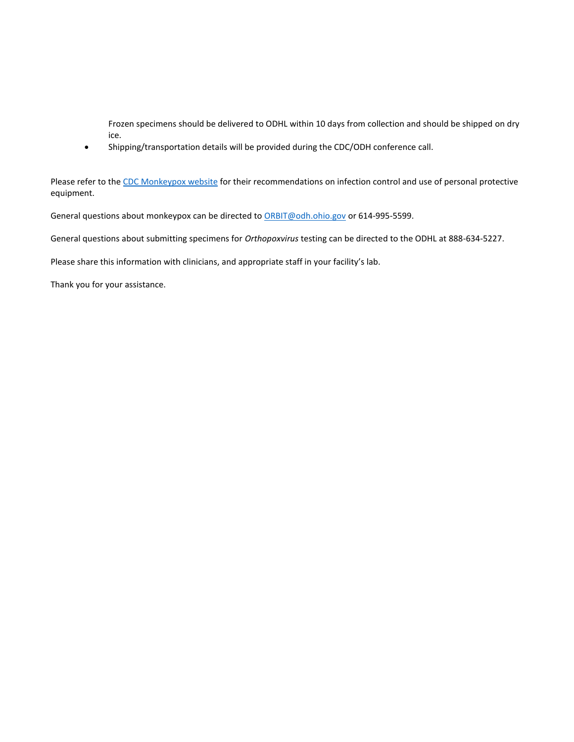Frozen specimens should be delivered to ODHL within 10 days from collection and should be shipped on dry ice.

- Shipping/transportation details will be provided during the CDC/ODH conference call.

Please refer to the CDC Monkeypox website for their recommendations on infection control and use of personal protective equipment.

General questions about monkeypox can be directed to ORBIT@odh.ohio.gov or 614-995-5599.

General questions about submitting specimens for *Orthopoxvirus* testing can be directed to the ODHL at 888-634-5227.

Please share this information with clinicians, and appropriate staff in your facility's lab.

Thank you for your assistance.